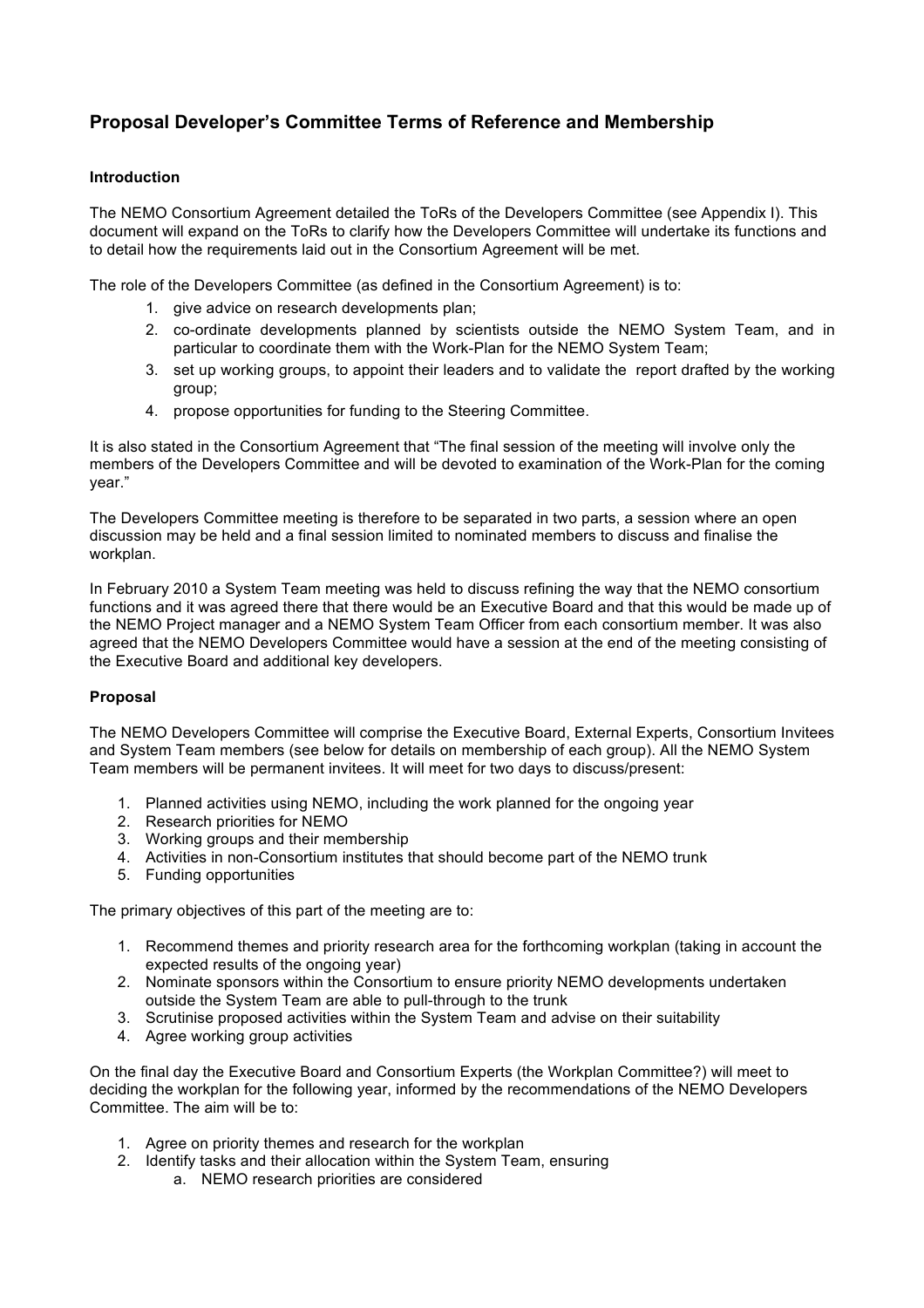## Proposal Developer's Committee Terms of Reference and Membership

### Introduction

The NEMO Consortium Agreement detailed the ToRs of the Developers Committee (see Appendix I). This document will expand on the ToRs to clarify how the Developers Committee will undertake its functions and to detail how the requirements laid out in the Consortium Agreement will be met.

The role of the Developers Committee (as defined in the Consortium Agreement) is to:

1. give advice on research developments plan;
2. co-ordinate developments planned by scientists outside the NEMO System Team, and in particular to coordinate them with the Work-Plan for the NEMO System Team;
3. set up working groups, to appoint their leaders and to validate the report drafted by the working group;
4. propose opportunities for funding to the Steering Committee.

It is also stated in the Consortium Agreement that "The final session of the meeting will involve only the members of the Developers Committee and will be devoted to examination of the Work-Plan for the coming year."

The Developers Committee meeting is therefore to be separated in two parts, a session where an open discussion may be held and a final session limited to nominated members to discuss and finalise the workplan.

In February 2010 a System Team meeting was held to discuss refining the way that the NEMO consortium functions and it was agreed there that there would be an Executive Board and that this would be made up of the NEMO Project manager and a NEMO System Team Officer from each consortium member. It was also agreed that the NEMO Developers Committee would have a session at the end of the meeting consisting of the Executive Board and additional key developers.

### Proposal

The NEMO Developers Committee will comprise the Executive Board, External Experts, Consortium Invitees and System Team members (see below for details on membership of each group). All the NEMO System Team members will be permanent invitees. It will meet for two days to discuss/present:

1. Planned activities using NEMO, including the work planned for the ongoing year
2. Research priorities for NEMO
3. Working groups and their membership
4. Activities in non-Consortium institutes that should become part of the NEMO trunk
5. Funding opportunities

The primary objectives of this part of the meeting are to:

1. Recommend themes and priority research area for the forthcoming workplan (taking in account the expected results of the ongoing year)
2. Nominate sponsors within the Consortium to ensure priority NEMO developments undertaken outside the System Team are able to pull-through to the trunk
3. Scrutinise proposed activities within the System Team and advise on their suitability
4. Agree working group activities

On the final day the Executive Board and Consortium Experts (the Workplan Committee?) will meet to deciding the workplan for the following year, informed by the recommendations of the NEMO Developers Committee. The aim will be to:

1. Agree on priority themes and research for the workplan
2. Identify tasks and their allocation within the System Team, ensuring
   a. NEMO research priorities are considered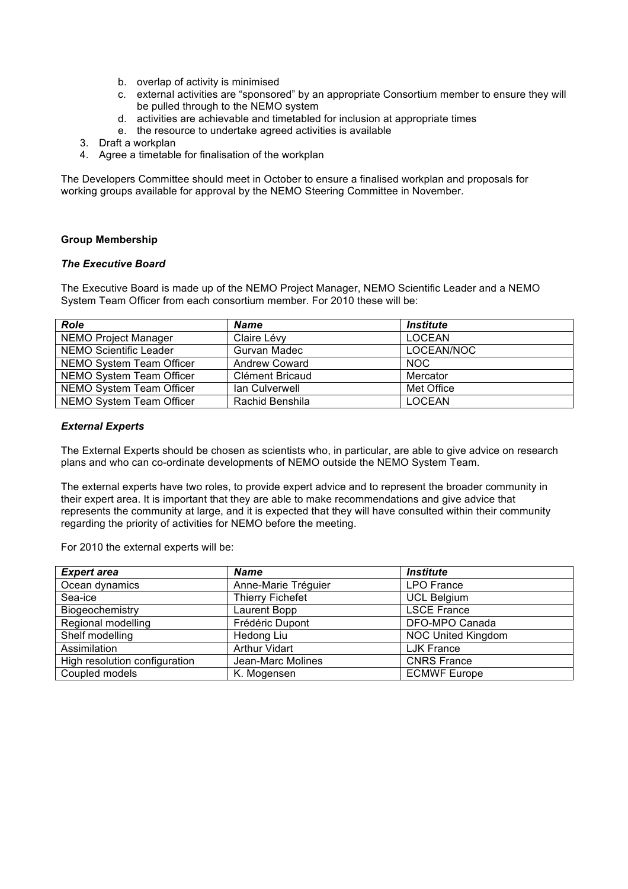b. overlap of activity is minimised
  c. external activities are "sponsored" by an appropriate Consortium member to ensure they will be pulled through to the NEMO system
  d. activities are achievable and timetabled for inclusion at appropriate times
  e. the resource to undertake agreed activities is available
3. Draft a workplan
4. Agree a timetable for finalisation of the workplan

The Developers Committee should meet in October to ensure a finalised workplan and proposals for working groups available for approval by the NEMO Steering Committee in November.

**Group Membership**

***The Executive Board***

The Executive Board is made up of the NEMO Project Manager, NEMO Scientific Leader and a NEMO System Team Officer from each consortium member. For 2010 these will be:

| *Role* | *Name* | *Institute* |
|---|---|---|
| NEMO Project Manager | Claire Lévy | LOCEAN |
| NEMO Scientific Leader | Gurvan Madec | LOCEAN/NOC |
| NEMO System Team Officer | Andrew Coward | NOC |
| NEMO System Team Officer | Clément Bricaud | Mercator |
| NEMO System Team Officer | Ian Culverwell | Met Office |
| NEMO System Team Officer | Rachid Benshila | LOCEAN |

***External Experts***

The External Experts should be chosen as scientists who, in particular, are able to give advice on research plans and who can co-ordinate developments of NEMO outside the NEMO System Team.

The external experts have two roles, to provide expert advice and to represent the broader community in their expert area. It is important that they are able to make recommendations and give advice that represents the community at large, and it is expected that they will have consulted within their community regarding the priority of activities for NEMO before the meeting.

For 2010 the external experts will be:

| *Expert area* | *Name* | *Institute* |
|---|---|---|
| Ocean dynamics | Anne-Marie Tréguier | LPO France |
| Sea-ice | Thierry Fichefet | UCL Belgium |
| Biogeochemistry | Laurent Bopp | LSCE France |
| Regional modelling | Frédéric Dupont | DFO-MPO Canada |
| Shelf modelling | Hedong Liu | NOC United Kingdom |
| Assimilation | Arthur Vidart | LJK France |
| High resolution configuration | Jean-Marc Molines | CNRS France |
| Coupled models | K. Mogensen | ECMWF Europe |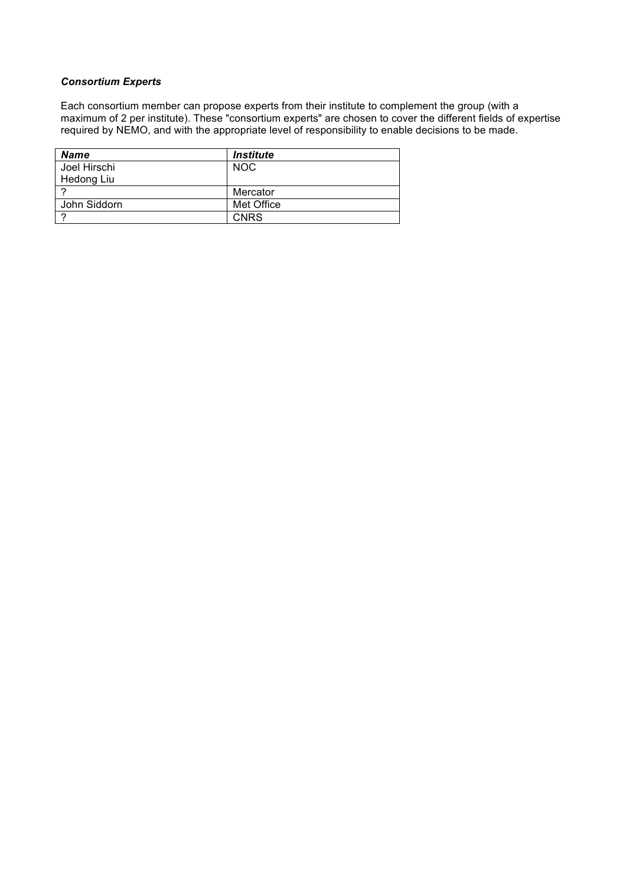***Consortium Experts***

Each consortium member can propose experts from their institute to complement the group (with a maximum of 2 per institute). These "consortium experts" are chosen to cover the different fields of expertise required by NEMO, and with the appropriate level of responsibility to enable decisions to be made.

| ***Name*** | ***Institute*** |
|---|---|
| Joel Hirschi<br>Hedong Liu | NOC |
| ? | Mercator |
| John Siddorn | Met Office |
| ? | CNRS |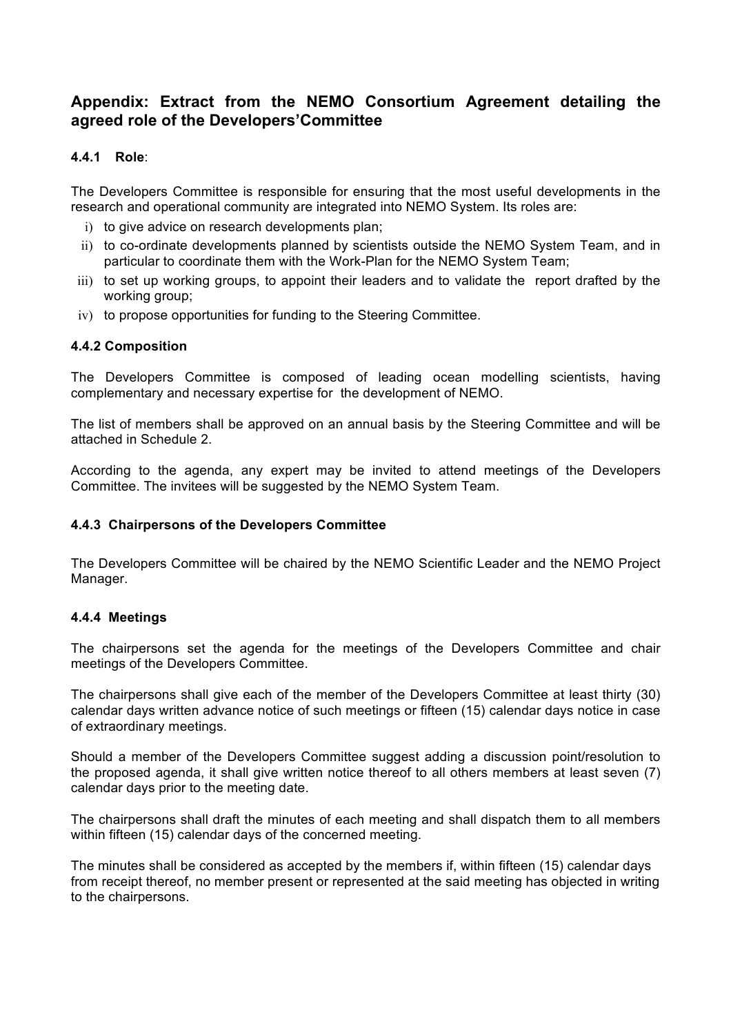## Appendix: Extract from the NEMO Consortium Agreement detailing the agreed role of the Developers'Committee

#### 4.4.1 Role:

The Developers Committee is responsible for ensuring that the most useful developments in the research and operational community are integrated into NEMO System. Its roles are:

i) to give advice on research developments plan;
ii) to co-ordinate developments planned by scientists outside the NEMO System Team, and in particular to coordinate them with the Work-Plan for the NEMO System Team;
iii) to set up working groups, to appoint their leaders and to validate the report drafted by the working group;
iv) to propose opportunities for funding to the Steering Committee.

#### 4.4.2 Composition

The Developers Committee is composed of leading ocean modelling scientists, having complementary and necessary expertise for the development of NEMO.

The list of members shall be approved on an annual basis by the Steering Committee and will be attached in Schedule 2.

According to the agenda, any expert may be invited to attend meetings of the Developers Committee. The invitees will be suggested by the NEMO System Team.

#### 4.4.3 Chairpersons of the Developers Committee

The Developers Committee will be chaired by the NEMO Scientific Leader and the NEMO Project Manager.

#### 4.4.4 Meetings

The chairpersons set the agenda for the meetings of the Developers Committee and chair meetings of the Developers Committee.

The chairpersons shall give each of the member of the Developers Committee at least thirty (30) calendar days written advance notice of such meetings or fifteen (15) calendar days notice in case of extraordinary meetings.

Should a member of the Developers Committee suggest adding a discussion point/resolution to the proposed agenda, it shall give written notice thereof to all others members at least seven (7) calendar days prior to the meeting date.

The chairpersons shall draft the minutes of each meeting and shall dispatch them to all members within fifteen (15) calendar days of the concerned meeting.

The minutes shall be considered as accepted by the members if, within fifteen (15) calendar days from receipt thereof, no member present or represented at the said meeting has objected in writing to the chairpersons.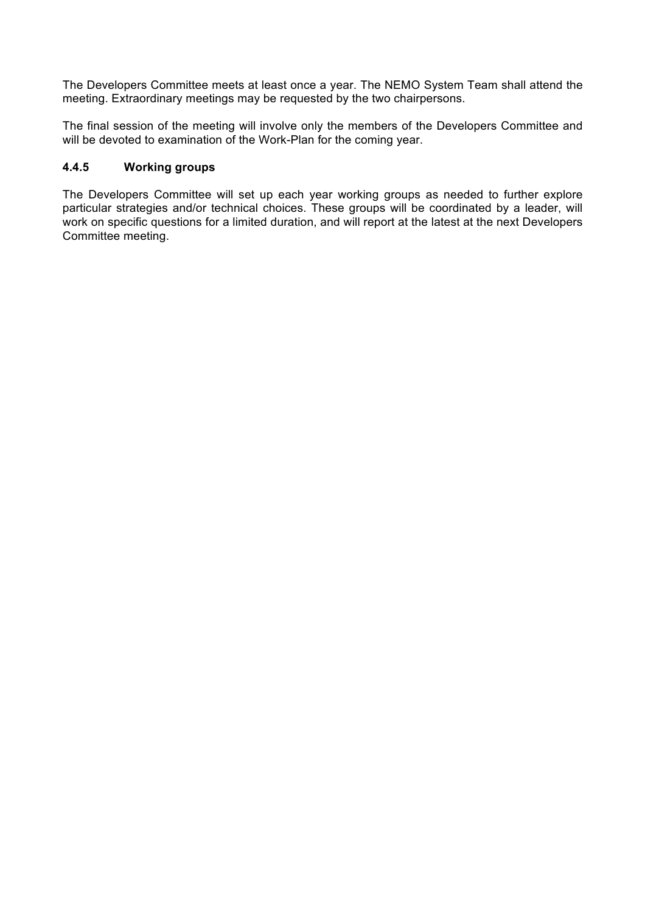The Developers Committee meets at least once a year. The NEMO System Team shall attend the meeting. Extraordinary meetings may be requested by the two chairpersons.

The final session of the meeting will involve only the members of the Developers Committee and will be devoted to examination of the Work-Plan for the coming year.

#### 4.4.5 Working groups

The Developers Committee will set up each year working groups as needed to further explore particular strategies and/or technical choices. These groups will be coordinated by a leader, will work on specific questions for a limited duration, and will report at the latest at the next Developers Committee meeting.